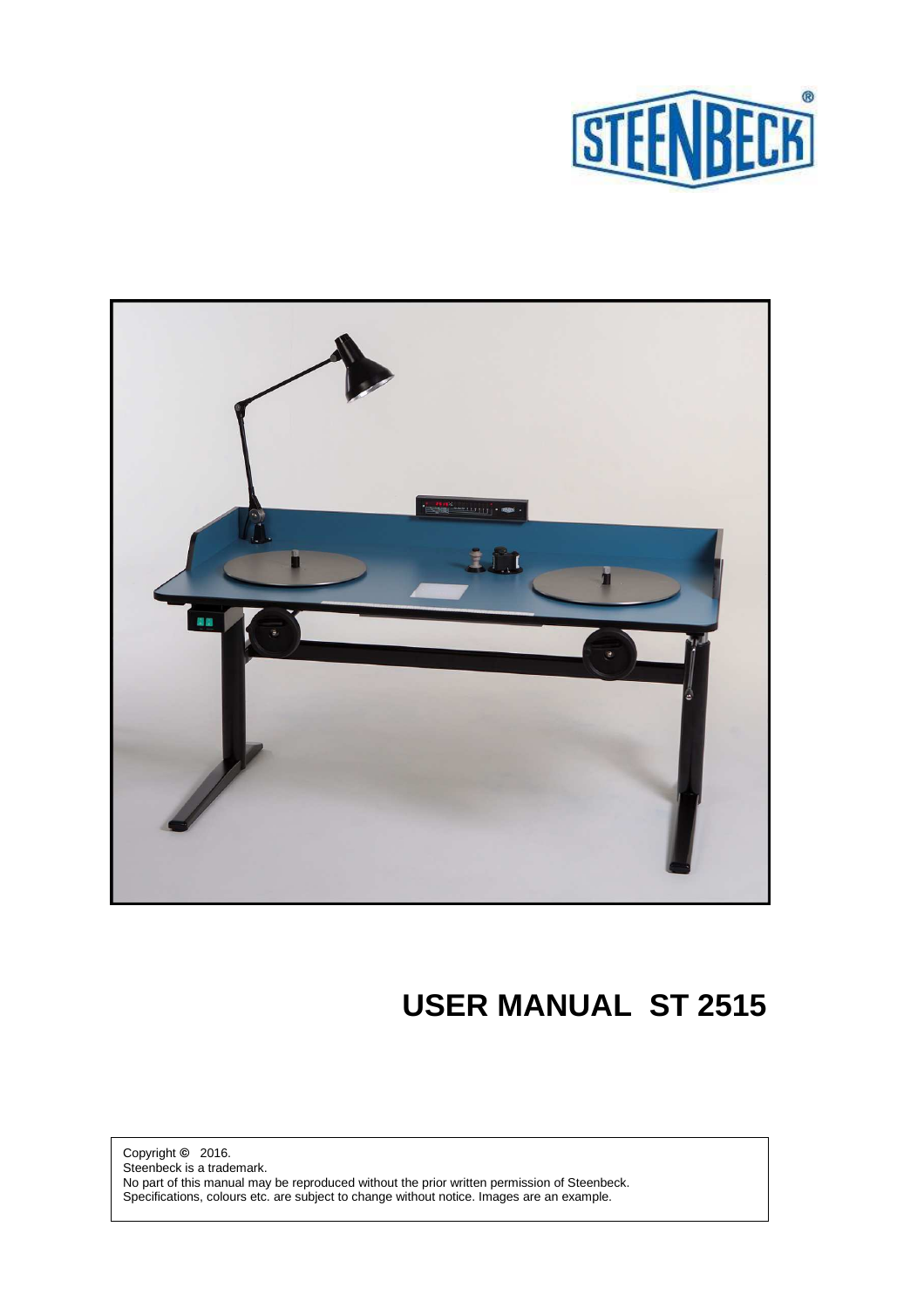STEENBECK®

# USER MANUAL ST 2515

Copyright © 2016.
Steenbeck is a trademark.
No part of this manual may be reproduced without the prior written permission of Steenbeck.
Specifications, colours etc. are subject to change without notice. Images are an example.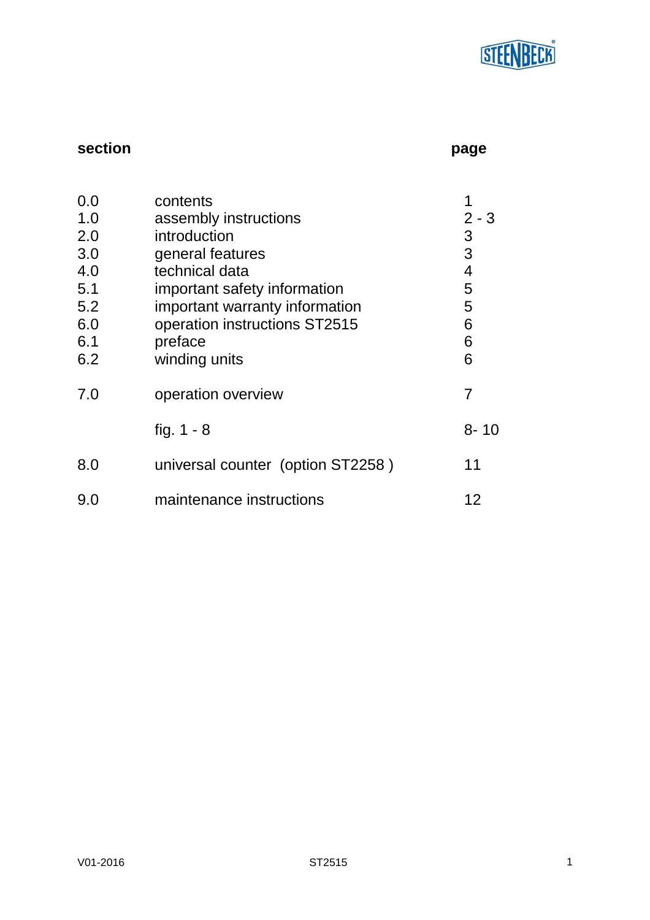| section | | page |
|---|---|---|
| 0.0 | contents | 1 |
| 1.0 | assembly instructions | 2 - 3 |
| 2.0 | introduction | 3 |
| 3.0 | general features | 3 |
| 4.0 | technical data | 4 |
| 5.1 | important safety information | 5 |
| 5.2 | important warranty information | 5 |
| 6.0 | operation instructions ST2515 | 6 |
| 6.1 | preface | 6 |
| 6.2 | winding units | 6 |
| 7.0 | operation overview | 7 |
| | fig. 1 - 8 | 8- 10 |
| 8.0 | universal counter (option ST2258 ) | 11 |
| 9.0 | maintenance instructions | 12 |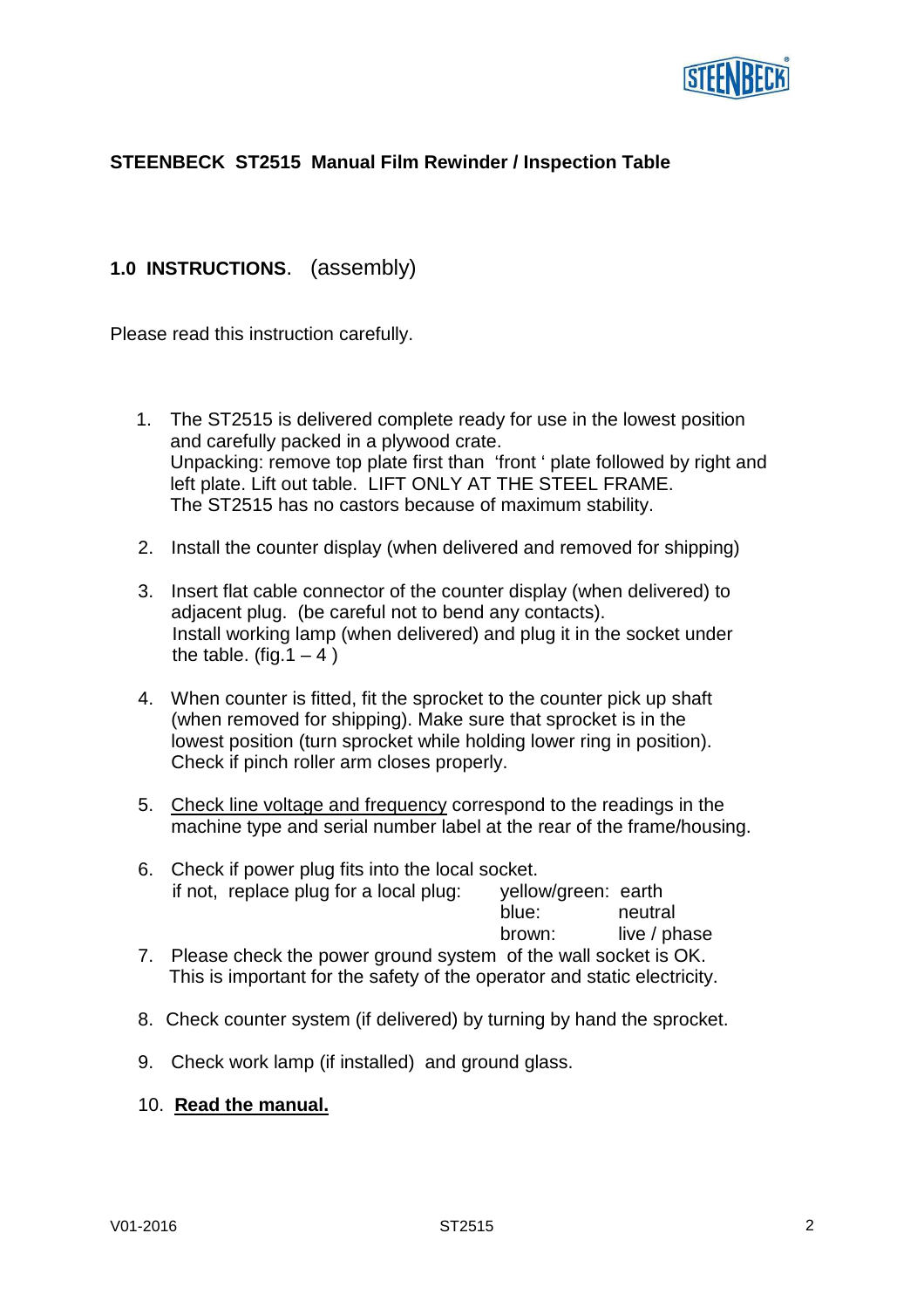## STEENBECK ST2515 Manual Film Rewinder / Inspection Table

### 1.0 INSTRUCTIONS. (assembly)

Please read this instruction carefully.

1. The ST2515 is delivered complete ready for use in the lowest position and carefully packed in a plywood crate.
   Unpacking: remove top plate first than 'front ' plate followed by right and left plate. Lift out table. LIFT ONLY AT THE STEEL FRAME.
   The ST2515 has no castors because of maximum stability.

2. Install the counter display (when delivered and removed for shipping)

3. Insert flat cable connector of the counter display (when delivered) to adjacent plug. (be careful not to bend any contacts).
   Install working lamp (when delivered) and plug it in the socket under the table. (fig.1 – 4 )

4. When counter is fitted, fit the sprocket to the counter pick up shaft (when removed for shipping). Make sure that sprocket is in the lowest position (turn sprocket while holding lower ring in position).
   Check if pinch roller arm closes properly.

5. <u>Check line voltage and frequency</u> correspond to the readings in the machine type and serial number label at the rear of the frame/housing.

6. Check if power plug fits into the local socket.
   if not, replace plug for a local plug:
   - yellow/green: earth
   - blue: neutral
   - brown: live / phase

7. Please check the power ground system of the wall socket is OK.
   This is important for the safety of the operator and static electricity.

8. Check counter system (if delivered) by turning by hand the sprocket.

9. Check work lamp (if installed) and ground glass.

10. **<u>Read the manual.</u>**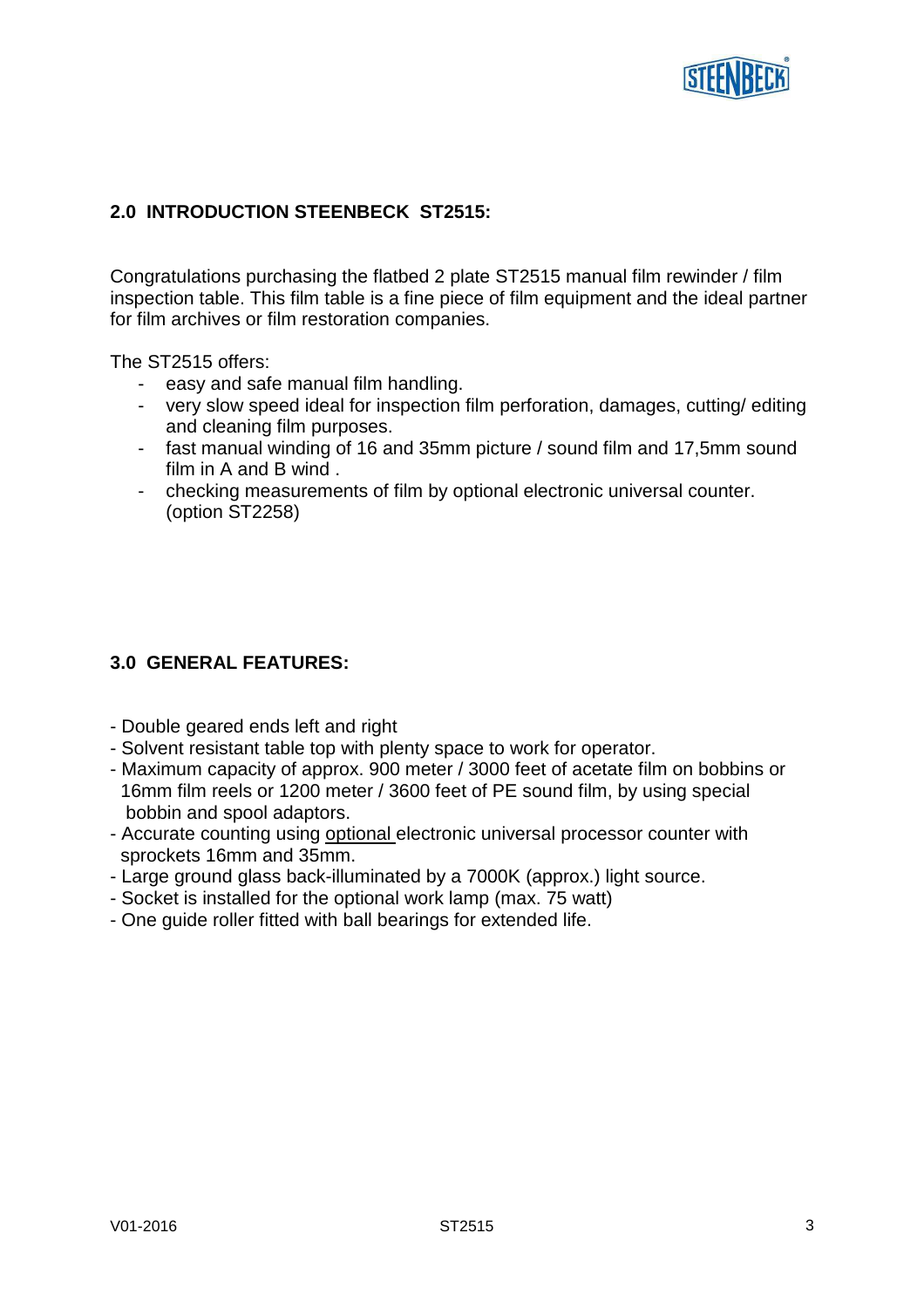## 2.0 INTRODUCTION STEENBECK ST2515:

Congratulations purchasing the flatbed 2 plate ST2515 manual film rewinder / film inspection table. This film table is a fine piece of film equipment and the ideal partner for film archives or film restoration companies.

The ST2515 offers:

- easy and safe manual film handling.
- very slow speed ideal for inspection film perforation, damages, cutting/ editing and cleaning film purposes.
- fast manual winding of 16 and 35mm picture / sound film and 17,5mm sound film in A and B wind .
- checking measurements of film by optional electronic universal counter. (option ST2258)

## 3.0 GENERAL FEATURES:

- Double geared ends left and right
- Solvent resistant table top with plenty space to work for operator.
- Maximum capacity of approx. 900 meter / 3000 feet of acetate film on bobbins or 16mm film reels or 1200 meter / 3600 feet of PE sound film, by using special bobbin and spool adaptors.
- Accurate counting using <u>optional</u> electronic universal processor counter with sprockets 16mm and 35mm.
- Large ground glass back-illuminated by a 7000K (approx.) light source.
- Socket is installed for the optional work lamp (max. 75 watt)
- One guide roller fitted with ball bearings for extended life.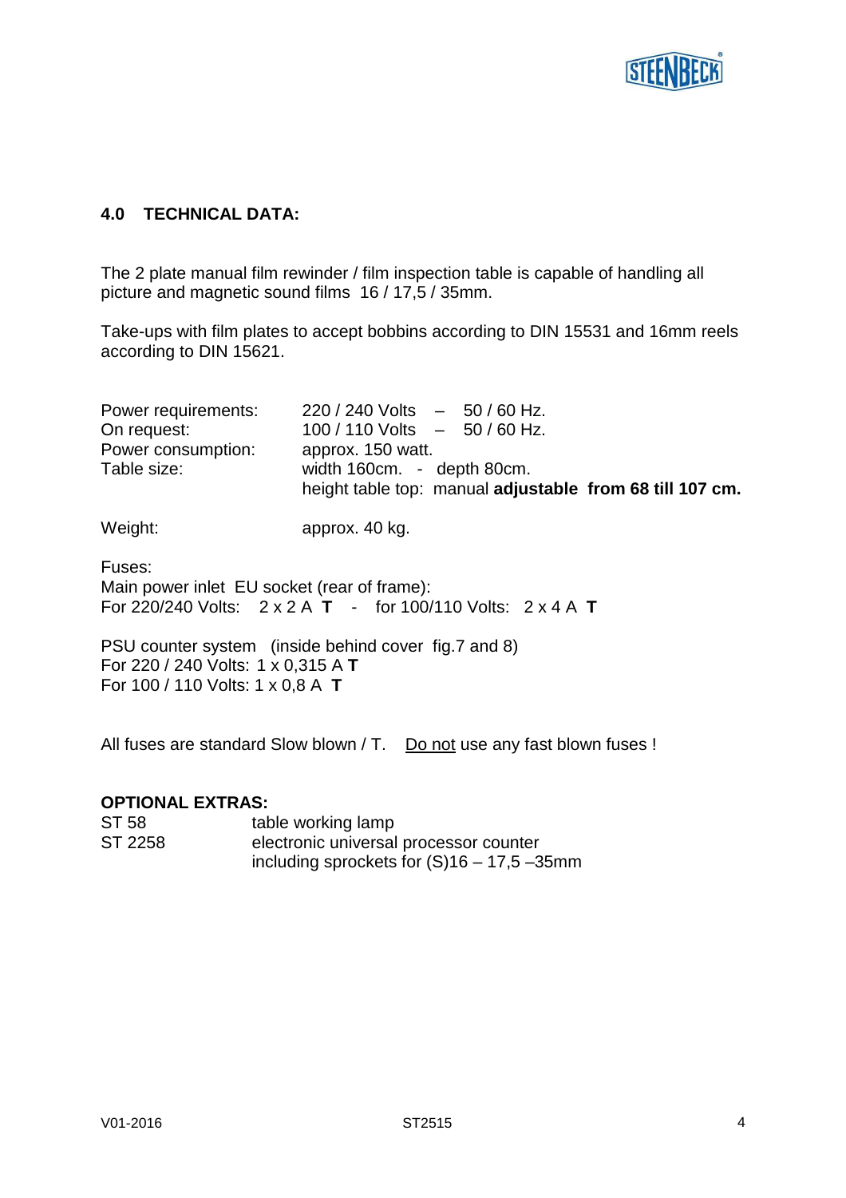## 4.0 TECHNICAL DATA:

The 2 plate manual film rewinder / film inspection table is capable of handling all picture and magnetic sound films 16 / 17,5 / 35mm.

Take-ups with film plates to accept bobbins according to DIN 15531 and 16mm reels according to DIN 15621.

| | |
|---|---|
| Power requirements: | 220 / 240 Volts – 50 / 60 Hz. |
| On request: | 100 / 110 Volts – 50 / 60 Hz. |
| Power consumption: | approx. 150 watt. |
| Table size: | width 160cm. - depth 80cm.<br>height table top: manual **adjustable from 68 till 107 cm.** |
| Weight: | approx. 40 kg. |

Fuses:
Main power inlet EU socket (rear of frame):
For 220/240 Volts: 2 x 2 A **T** - for 100/110 Volts: 2 x 4 A **T**

PSU counter system (inside behind cover fig.7 and 8)
For 220 / 240 Volts: 1 x 0,315 A **T**
For 100 / 110 Volts: 1 x 0,8 A **T**

All fuses are standard Slow blown / T. Do not use any fast blown fuses !

**OPTIONAL EXTRAS:**

| | |
|---|---|
| ST 58 | table working lamp |
| ST 2258 | electronic universal processor counter<br>including sprockets for (S)16 – 17,5 –35mm |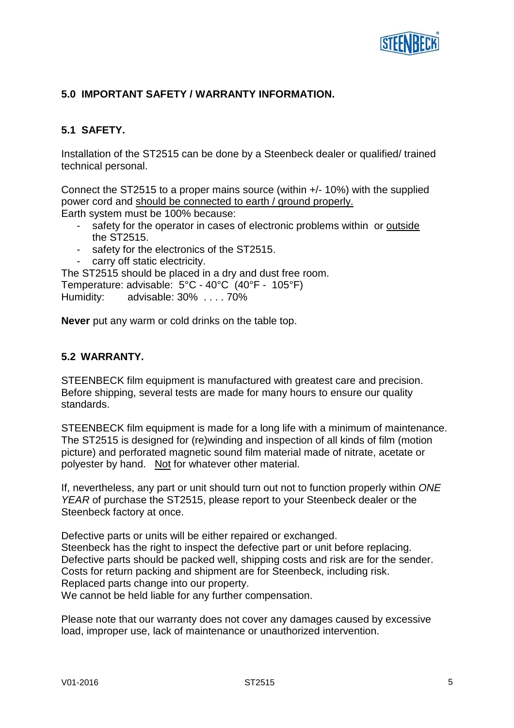## 5.0 IMPORTANT SAFETY / WARRANTY INFORMATION.

### 5.1 SAFETY.

Installation of the ST2515 can be done by a Steenbeck dealer or qualified/ trained technical personal.

Connect the ST2515 to a proper mains source (within +/- 10%) with the supplied power cord and <u>should be connected to earth / ground properly.</u>
Earth system must be 100% because:

- safety for the operator in cases of electronic problems within or <u>outside</u> the ST2515.
- safety for the electronics of the ST2515.
- carry off static electricity.

The ST2515 should be placed in a dry and dust free room.
Temperature: advisable: 5°C - 40°C (40°F - 105°F)
Humidity: advisable: 30% . . . . 70%

**Never** put any warm or cold drinks on the table top.

### 5.2 WARRANTY.

STEENBECK film equipment is manufactured with greatest care and precision. Before shipping, several tests are made for many hours to ensure our quality standards.

STEENBECK film equipment is made for a long life with a minimum of maintenance. The ST2515 is designed for (re)winding and inspection of all kinds of film (motion picture) and perforated magnetic sound film material made of nitrate, acetate or polyester by hand. <u>Not</u> for whatever other material.

If, nevertheless, any part or unit should turn out not to function properly within *ONE YEAR* of purchase the ST2515, please report to your Steenbeck dealer or the Steenbeck factory at once.

Defective parts or units will be either repaired or exchanged.
Steenbeck has the right to inspect the defective part or unit before replacing.
Defective parts should be packed well, shipping costs and risk are for the sender.
Costs for return packing and shipment are for Steenbeck, including risk.
Replaced parts change into our property.
We cannot be held liable for any further compensation.

Please note that our warranty does not cover any damages caused by excessive load, improper use, lack of maintenance or unauthorized intervention.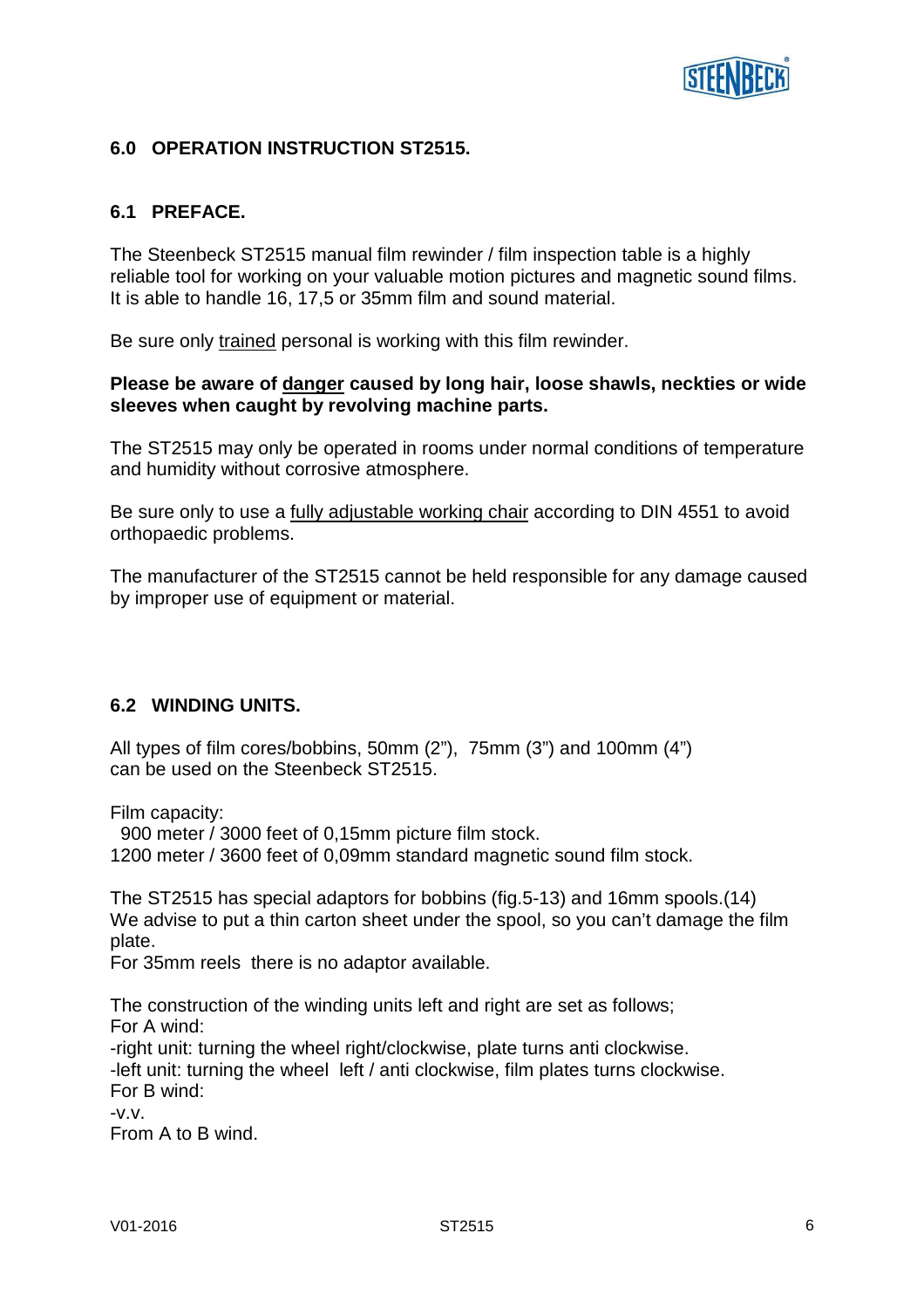## 6.0 OPERATION INSTRUCTION ST2515.

### 6.1 PREFACE.

The Steenbeck ST2515 manual film rewinder / film inspection table is a highly reliable tool for working on your valuable motion pictures and magnetic sound films. It is able to handle 16, 17,5 or 35mm film and sound material.

Be sure only trained personal is working with this film rewinder.

**Please be aware of danger caused by long hair, loose shawls, neckties or wide sleeves when caught by revolving machine parts.**

The ST2515 may only be operated in rooms under normal conditions of temperature and humidity without corrosive atmosphere.

Be sure only to use a fully adjustable working chair according to DIN 4551 to avoid orthopaedic problems.

The manufacturer of the ST2515 cannot be held responsible for any damage caused by improper use of equipment or material.

### 6.2 WINDING UNITS.

All types of film cores/bobbins, 50mm (2"), 75mm (3") and 100mm (4") can be used on the Steenbeck ST2515.

Film capacity:
900 meter / 3000 feet of 0,15mm picture film stock.
1200 meter / 3600 feet of 0,09mm standard magnetic sound film stock.

The ST2515 has special adaptors for bobbins (fig.5-13) and 16mm spools.(14)
We advise to put a thin carton sheet under the spool, so you can't damage the film plate.
For 35mm reels there is no adaptor available.

The construction of the winding units left and right are set as follows;
For A wind:
-right unit: turning the wheel right/clockwise, plate turns anti clockwise.
-left unit: turning the wheel left / anti clockwise, film plates turns clockwise.
For B wind:
-v.v.
From A to B wind.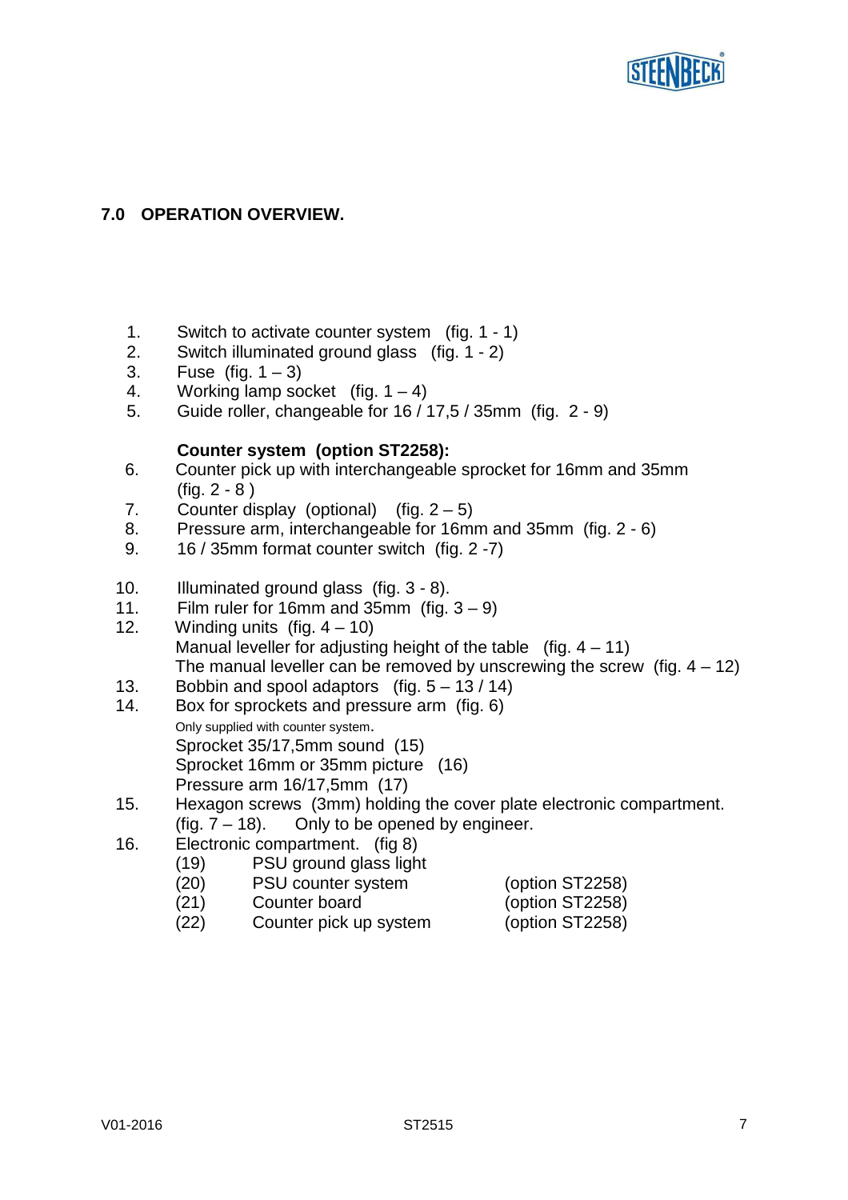## 7.0 OPERATION OVERVIEW.

1. Switch to activate counter system (fig. 1 - 1)
2. Switch illuminated ground glass (fig. 1 - 2)
3. Fuse (fig. 1 – 3)
4. Working lamp socket (fig. 1 – 4)
5. Guide roller, changeable for 16 / 17,5 / 35mm (fig. 2 - 9)

**Counter system (option ST2258):**

6. Counter pick up with interchangeable sprocket for 16mm and 35mm (fig. 2 - 8 )
7. Counter display (optional) (fig. 2 – 5)
8. Pressure arm, interchangeable for 16mm and 35mm (fig. 2 - 6)
9. 16 / 35mm format counter switch (fig. 2 -7)

10. Illuminated ground glass (fig. 3 - 8).
11. Film ruler for 16mm and 35mm (fig. 3 – 9)
12. Winding units (fig. 4 – 10)
    Manual leveller for adjusting height of the table (fig. 4 – 11)
    The manual leveller can be removed by unscrewing the screw (fig. 4 – 12)
13. Bobbin and spool adaptors (fig. 5 – 13 / 14)
14. Box for sprockets and pressure arm (fig. 6)
    Only supplied with counter system.
    Sprocket 35/17,5mm sound (15)
    Sprocket 16mm or 35mm picture (16)
    Pressure arm 16/17,5mm (17)
15. Hexagon screws (3mm) holding the cover plate electronic compartment. (fig. 7 – 18). Only to be opened by engineer.
16. Electronic compartment. (fig 8)
    - (19) PSU ground glass light
    - (20) PSU counter system (option ST2258)
    - (21) Counter board (option ST2258)
    - (22) Counter pick up system (option ST2258)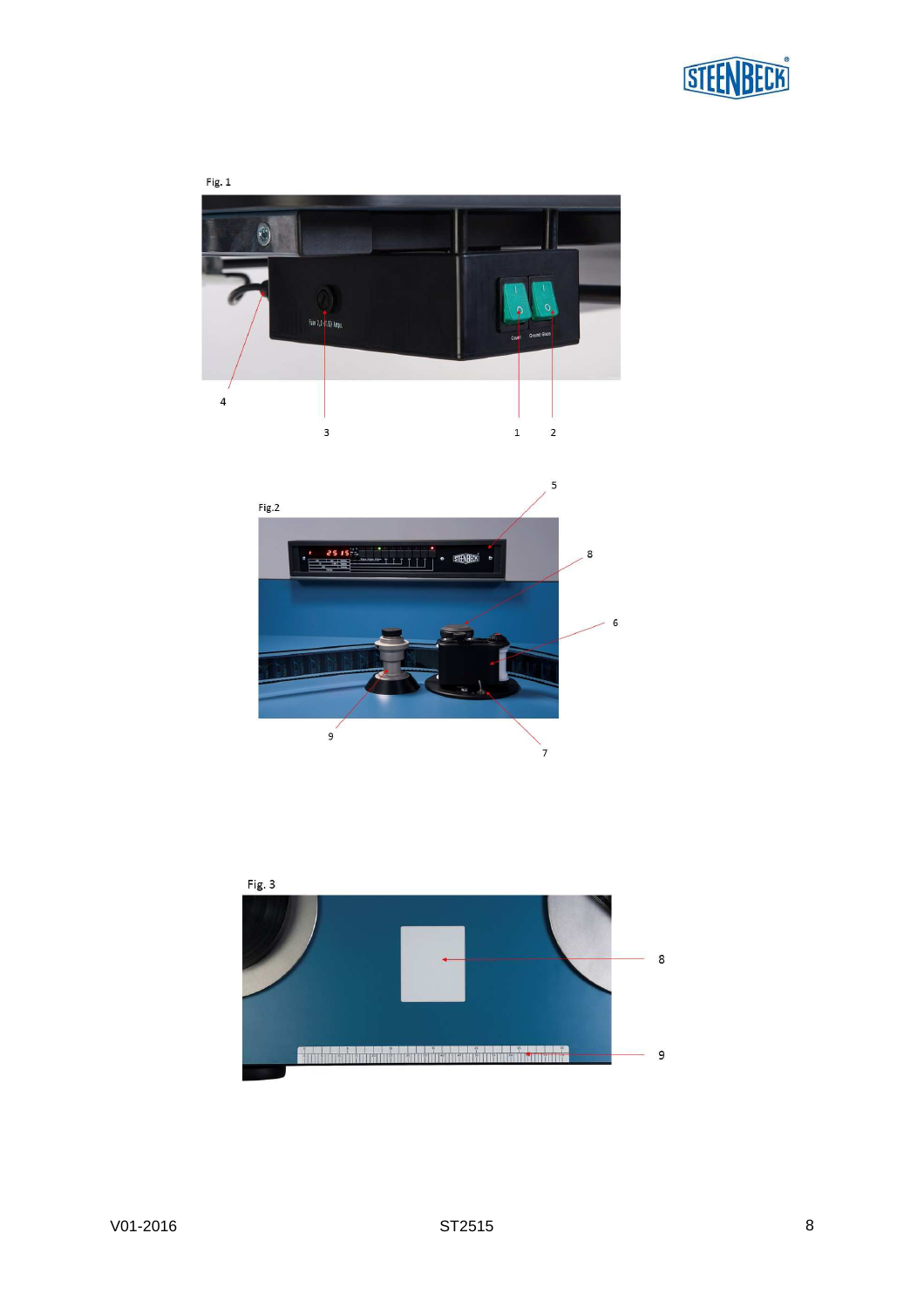Fig. 1

4

3

1

2

Fig.2

5

8

6

9

7

Fig. 3

8

9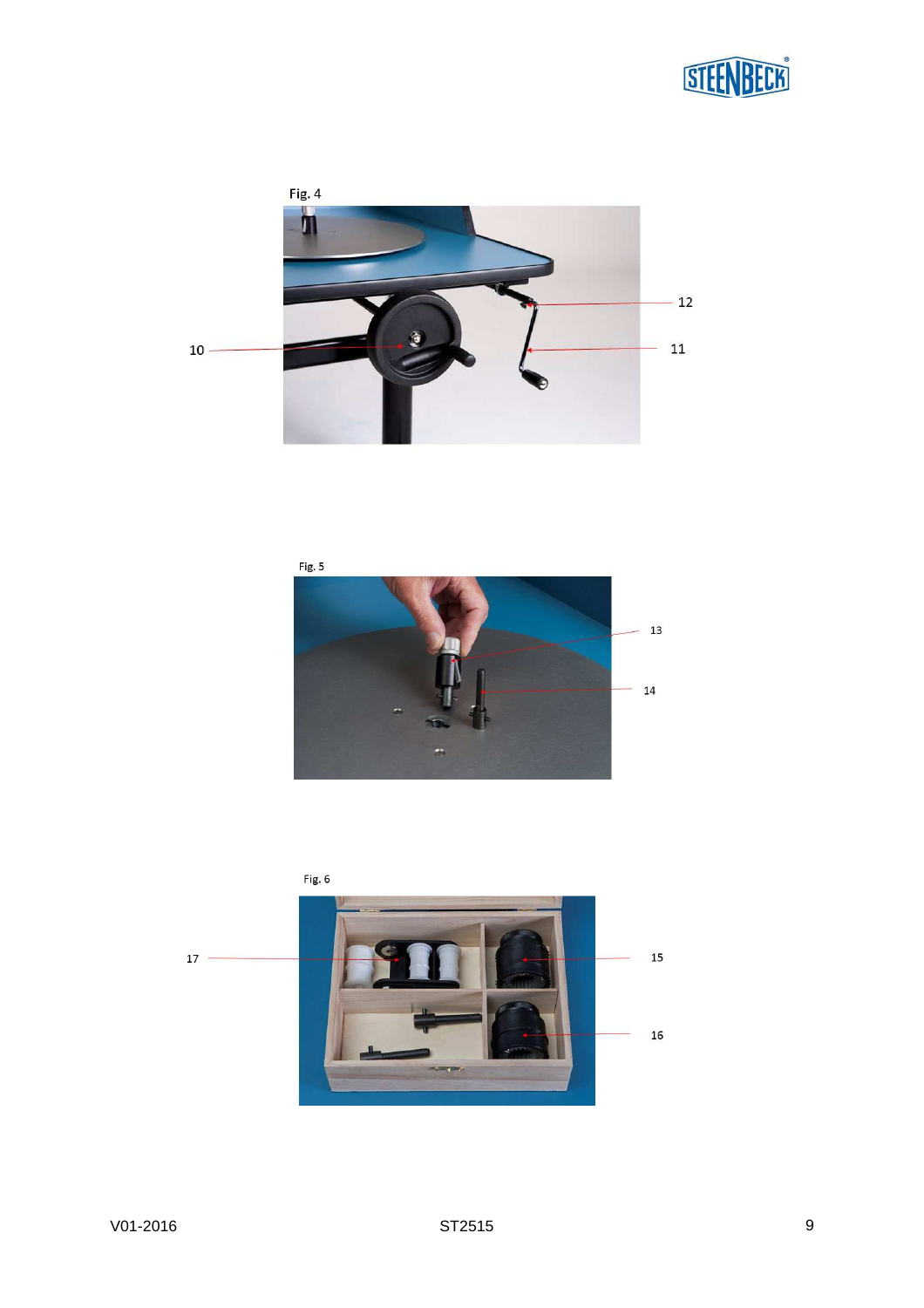Fig. 4

10

12

11

Fig. 5

13

14

Fig. 6

17

15

16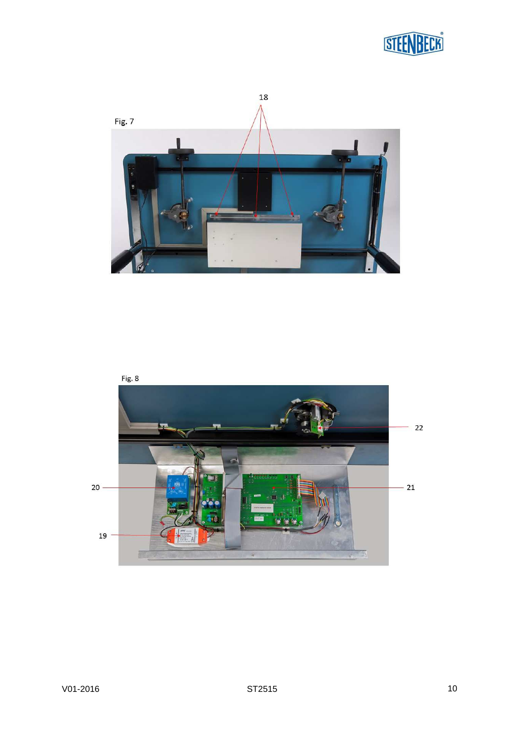Fig. 7

18

Fig. 8

22

20

21

19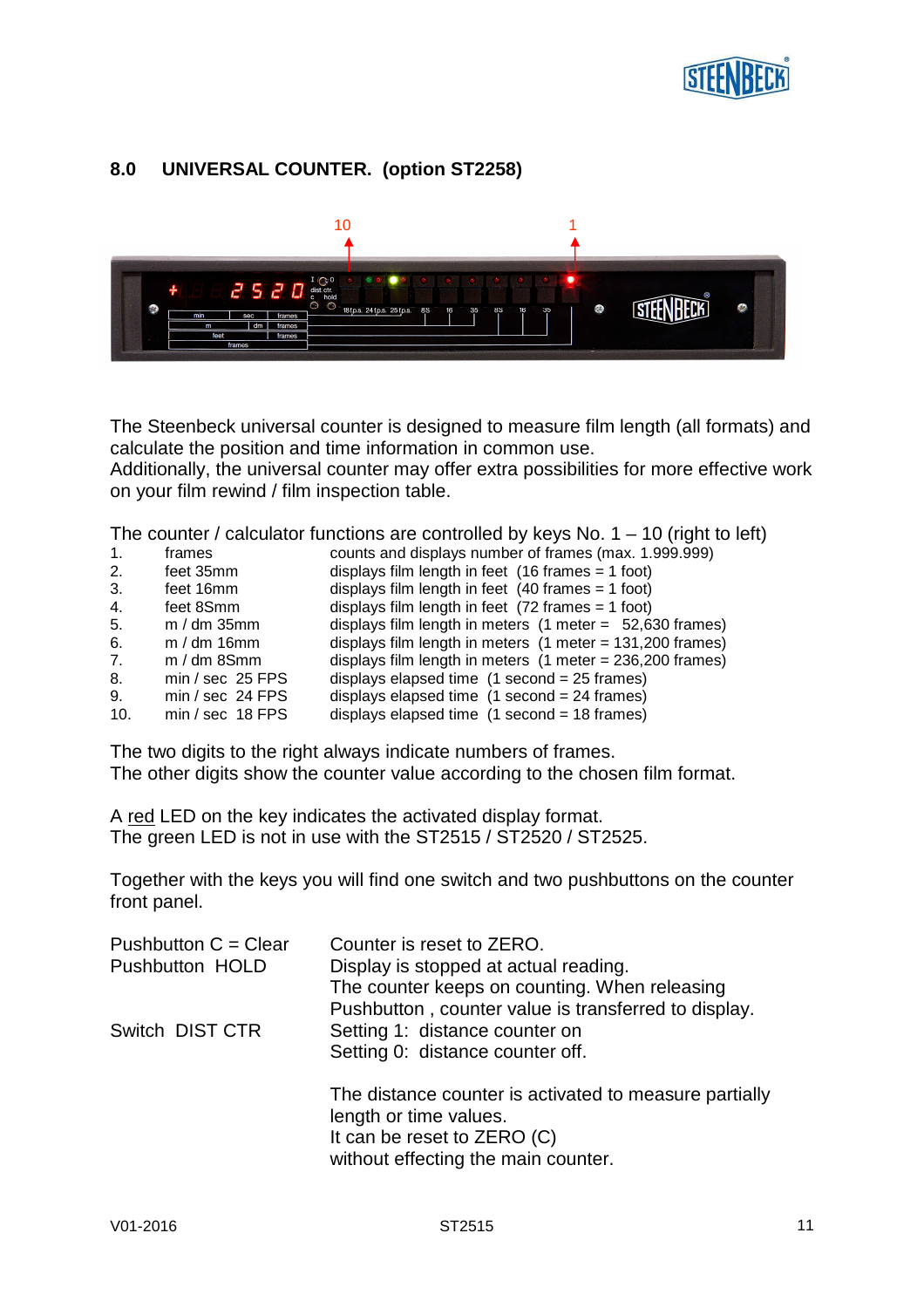## 8.0 UNIVERSAL COUNTER. (option ST2258)

The Steenbeck universal counter is designed to measure film length (all formats) and calculate the position and time information in common use.
Additionally, the universal counter may offer extra possibilities for more effective work on your film rewind / film inspection table.

The counter / calculator functions are controlled by keys No. 1 – 10 (right to left)

| | | |
|---|---|---|
| 1. | frames | counts and displays number of frames (max. 1.999.999) |
| 2. | feet 35mm | displays film length in feet (16 frames = 1 foot) |
| 3. | feet 16mm | displays film length in feet (40 frames = 1 foot) |
| 4. | feet 8Smm | displays film length in feet (72 frames = 1 foot) |
| 5. | m / dm 35mm | displays film length in meters (1 meter = 52,630 frames) |
| 6. | m / dm 16mm | displays film length in meters (1 meter = 131,200 frames) |
| 7. | m / dm 8Smm | displays film length in meters (1 meter = 236,200 frames) |
| 8. | min / sec 25 FPS | displays elapsed time (1 second = 25 frames) |
| 9. | min / sec 24 FPS | displays elapsed time (1 second = 24 frames) |
| 10. | min / sec 18 FPS | displays elapsed time (1 second = 18 frames) |

The two digits to the right always indicate numbers of frames.
The other digits show the counter value according to the chosen film format.

A red LED on the key indicates the activated display format.
The green LED is not in use with the ST2515 / ST2520 / ST2525.

Together with the keys you will find one switch and two pushbuttons on the counter front panel.

| | |
|---|---|
| Pushbutton C = Clear | Counter is reset to ZERO. |
| Pushbutton HOLD | Display is stopped at actual reading. The counter keeps on counting. When releasing Pushbutton , counter value is transferred to display. |
| Switch DIST CTR | Setting 1: distance counter on<br>Setting 0: distance counter off. |
| | The distance counter is activated to measure partially length or time values.<br>It can be reset to ZERO (C)<br>without effecting the main counter. |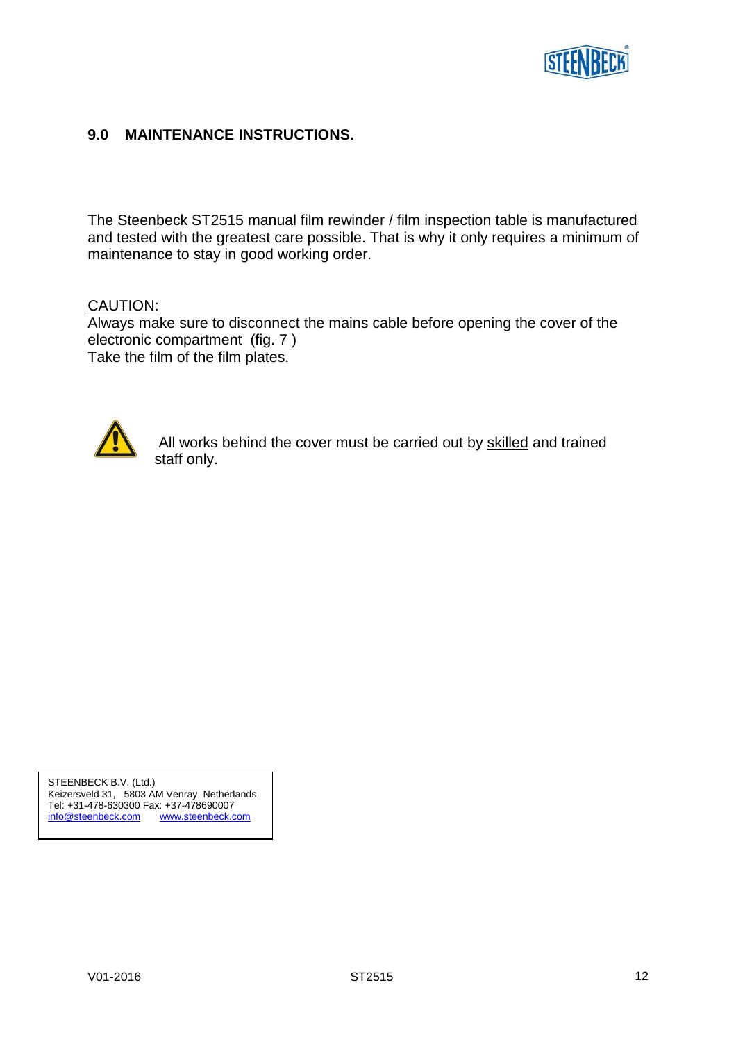## 9.0 MAINTENANCE INSTRUCTIONS.

The Steenbeck ST2515 manual film rewinder / film inspection table is manufactured and tested with the greatest care possible. That is why it only requires a minimum of maintenance to stay in good working order.

CAUTION:
Always make sure to disconnect the mains cable before opening the cover of the electronic compartment (fig. 7 )
Take the film of the film plates.

All works behind the cover must be carried out by skilled and trained staff only.

STEENBECK B.V. (Ltd.)
Keizersveld 31, 5803 AM Venray Netherlands
Tel: +31-478-630300 Fax: +37-478690007
info@steenbeck.com www.steenbeck.com